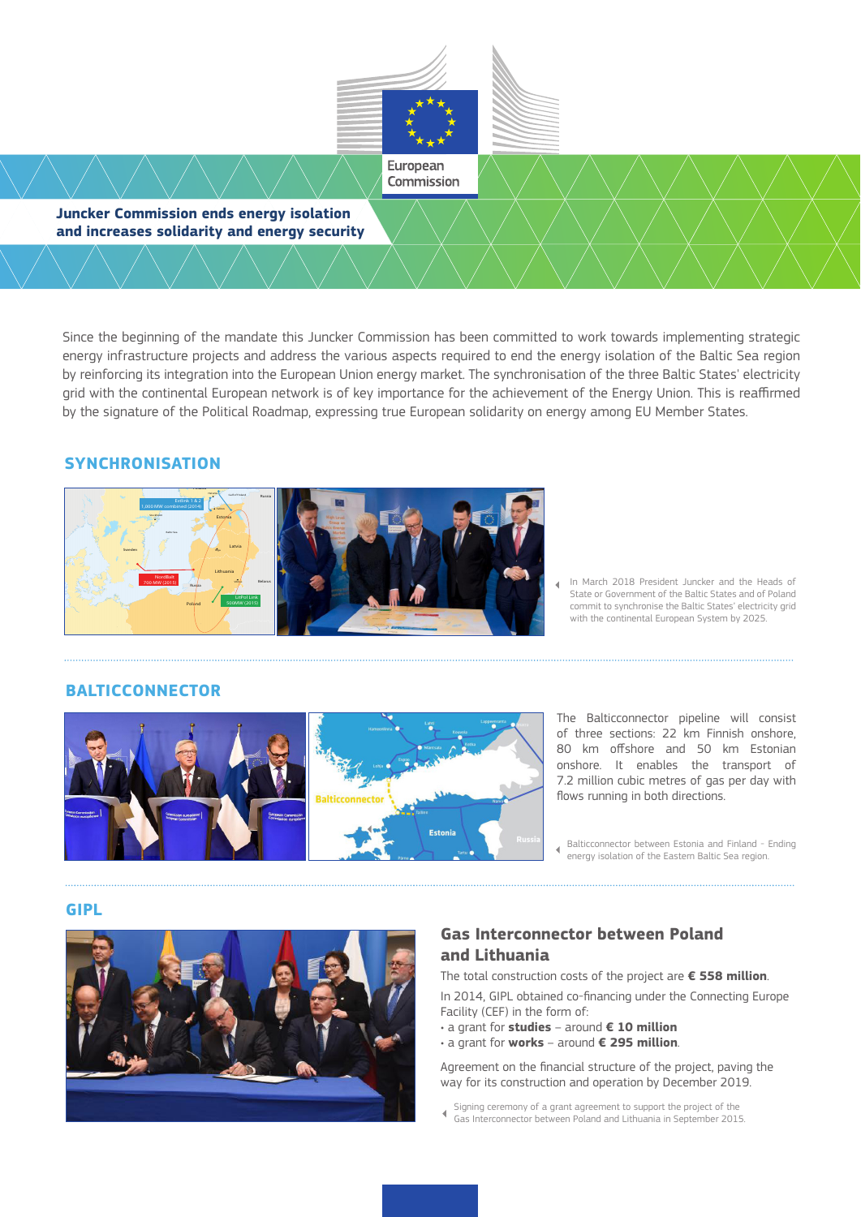European Commission

# Juncker Commission ends energy isolation and increases solidarity and energy security

Since the beginning of the mandate this Juncker Commission has been committed to work towards implementing strategic energy infrastructure projects and address the various aspects required to end the energy isolation of the Baltic Sea region by reinforcing its integration into the European Union energy market. The synchronisation of the three Baltic States' electricity grid with the continental European network is of key importance for the achievement of the Energy Union. This is reaffirmed by the signature of the Political Roadmap, expressing true European solidarity on energy among EU Member States.

## SYNCHRONISATION

In March 2018 President Juncker and the Heads of State or Government of the Baltic States and of Poland commit to synchronise the Baltic States' electricity grid with the continental European System by 2025.

## BALTICCONNECTOR

The Balticconnector pipeline will consist of three sections: 22 km Finnish onshore, 80 km offshore and 50 km Estonian onshore. It enables the transport of 7.2 million cubic metres of gas per day with flows running in both directions.

Balticconnector between Estonia and Finland - Ending energy isolation of the Eastern Baltic Sea region.

## GIPL

### Gas Interconnector between Poland and Lithuania

The total construction costs of the project are **€ 558 million**.

In 2014, GIPL obtained co-financing under the Connecting Europe Facility (CEF) in the form of:

- a grant for **studies** – around **€ 10 million**
- a grant for **works** – around **€ 295 million**.

Agreement on the financial structure of the project, paving the way for its construction and operation by December 2019.

Signing ceremony of a grant agreement to support the project of the Gas Interconnector between Poland and Lithuania in September 2015.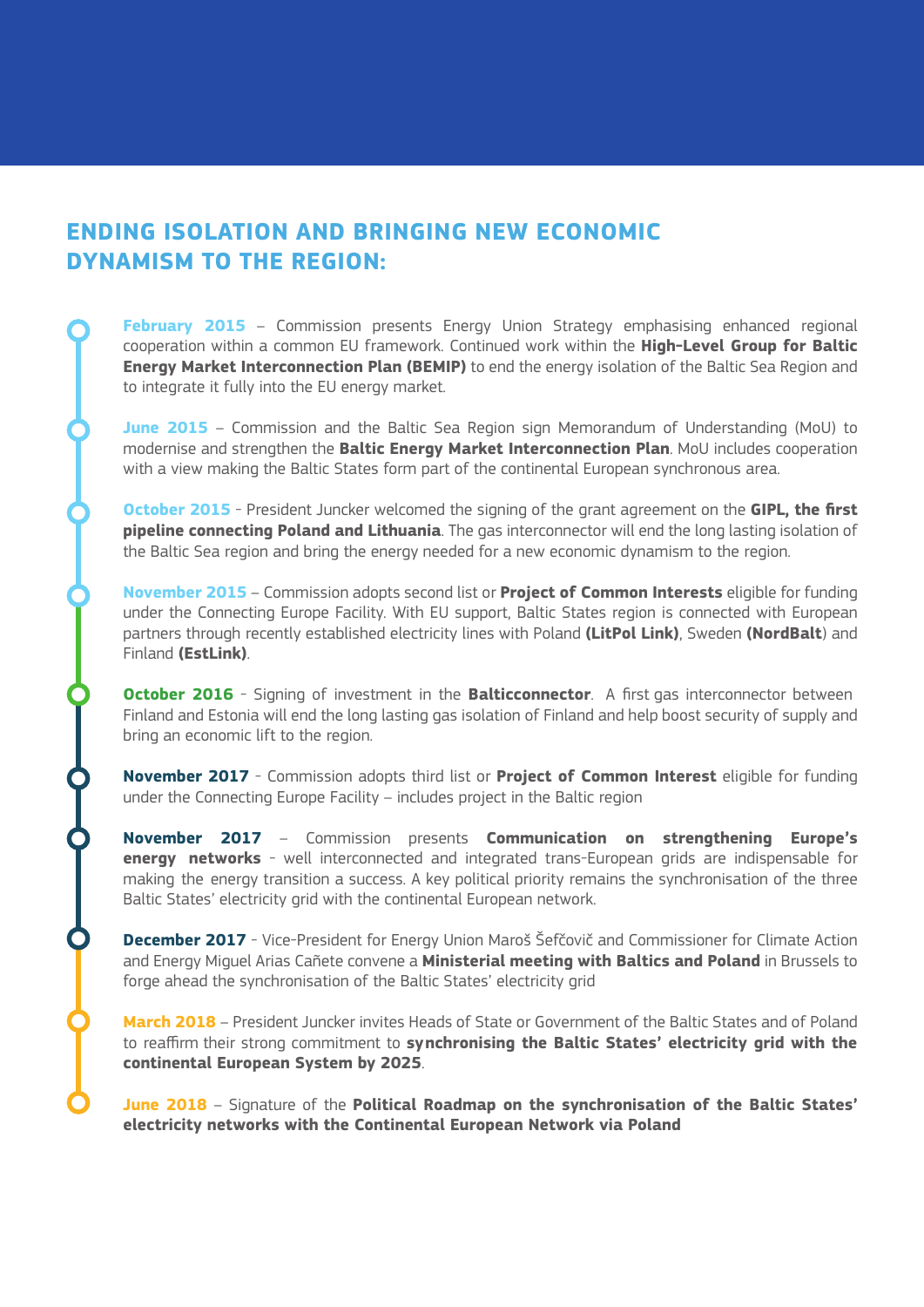## ENDING ISOLATION AND BRINGING NEW ECONOMIC DYNAMISM TO THE REGION:

**February 2015** – Commission presents Energy Union Strategy emphasising enhanced regional cooperation within a common EU framework. Continued work within the **High-Level Group for Baltic Energy Market Interconnection Plan (BEMIP)** to end the energy isolation of the Baltic Sea Region and to integrate it fully into the EU energy market.

**June 2015** – Commission and the Baltic Sea Region sign Memorandum of Understanding (MoU) to modernise and strengthen the **Baltic Energy Market Interconnection Plan**. MoU includes cooperation with a view making the Baltic States form part of the continental European synchronous area.

**October 2015** - President Juncker welcomed the signing of the grant agreement on the **GIPL, the first pipeline connecting Poland and Lithuania**. The gas interconnector will end the long lasting isolation of the Baltic Sea region and bring the energy needed for a new economic dynamism to the region.

**November 2015** – Commission adopts second list or **Project of Common Interests** eligible for funding under the Connecting Europe Facility. With EU support, Baltic States region is connected with European partners through recently established electricity lines with Poland **(LitPol Link)**, Sweden **(NordBalt)** and Finland **(EstLink)**.

**October 2016** - Signing of investment in the **Balticconnector**. A first gas interconnector between Finland and Estonia will end the long lasting gas isolation of Finland and help boost security of supply and bring an economic lift to the region.

**November 2017** - Commission adopts third list or **Project of Common Interest** eligible for funding under the Connecting Europe Facility – includes project in the Baltic region

**November 2017** – Commission presents **Communication on strengthening Europe's energy networks** - well interconnected and integrated trans-European grids are indispensable for making the energy transition a success. A key political priority remains the synchronisation of the three Baltic States' electricity grid with the continental European network.

**December 2017** - Vice-President for Energy Union Maroš Šefčovič and Commissioner for Climate Action and Energy Miguel Arias Cañete convene a **Ministerial meeting with Baltics and Poland** in Brussels to forge ahead the synchronisation of the Baltic States' electricity grid

**March 2018** – President Juncker invites Heads of State or Government of the Baltic States and of Poland to reaffirm their strong commitment to **synchronising the Baltic States' electricity grid with the continental European System by 2025**.

**June 2018** – Signature of the **Political Roadmap on the synchronisation of the Baltic States' electricity networks with the Continental European Network via Poland**